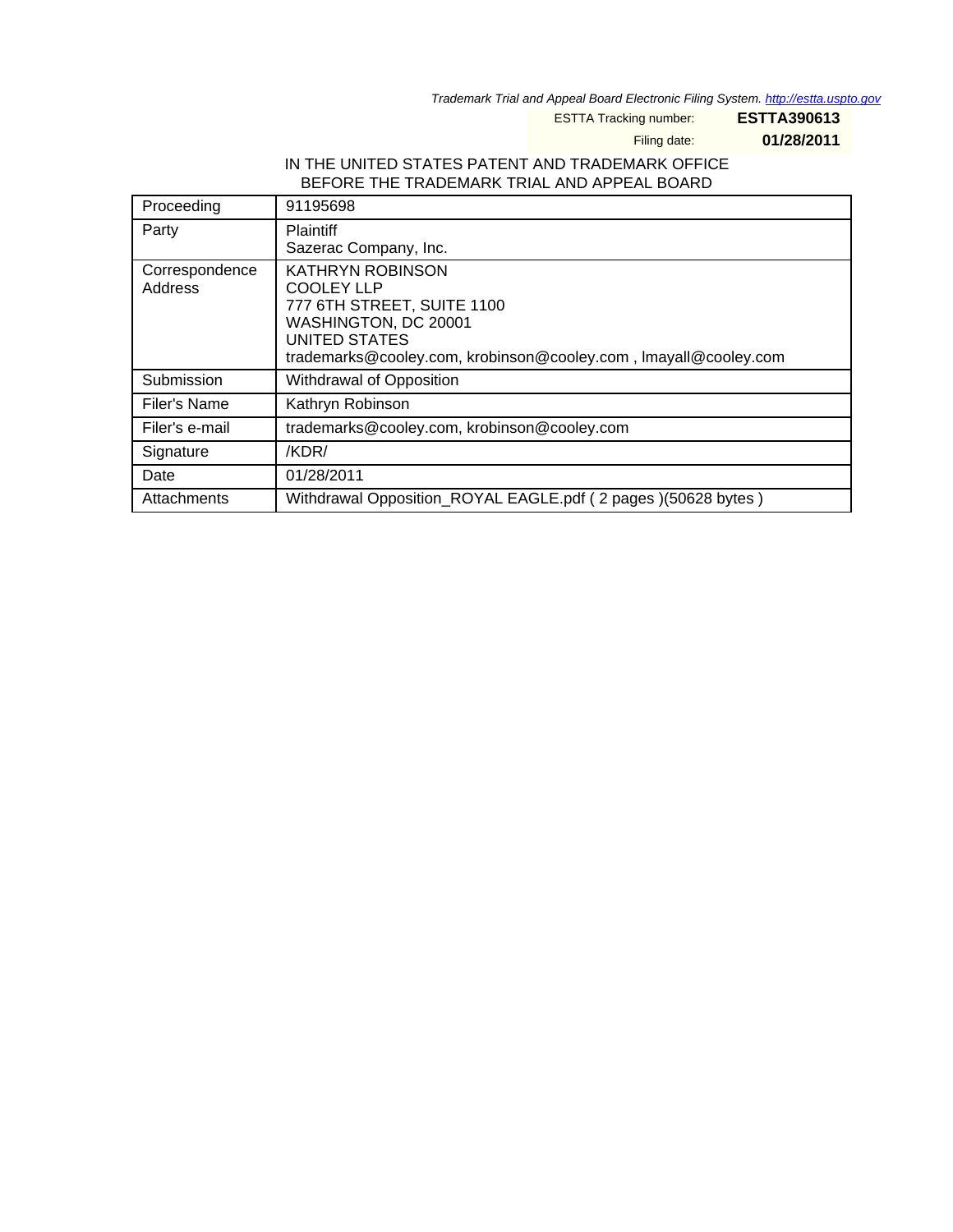*Trademark Trial and Appeal Board Electronic Filing System. http://estta.uspto.gov*

ESTTA Tracking number: **ESTTA390613**

Filing date: **01/28/2011**

IN THE UNITED STATES PATENT AND TRADEMARK OFFICE
BEFORE THE TRADEMARK TRIAL AND APPEAL BOARD

| Proceeding | 91195698 |
|---|---|
| Party | Plaintiff<br>Sazerac Company, Inc. |
| Correspondence Address | KATHRYN ROBINSON<br>COOLEY LLP<br>777 6TH STREET, SUITE 1100<br>WASHINGTON, DC 20001<br>UNITED STATES<br>trademarks@cooley.com, krobinson@cooley.com , lmayall@cooley.com |
| Submission | Withdrawal of Opposition |
| Filer's Name | Kathryn Robinson |
| Filer's e-mail | trademarks@cooley.com, krobinson@cooley.com |
| Signature | /KDR/ |
| Date | 01/28/2011 |
| Attachments | Withdrawal Opposition_ROYAL EAGLE.pdf ( 2 pages )(50628 bytes ) |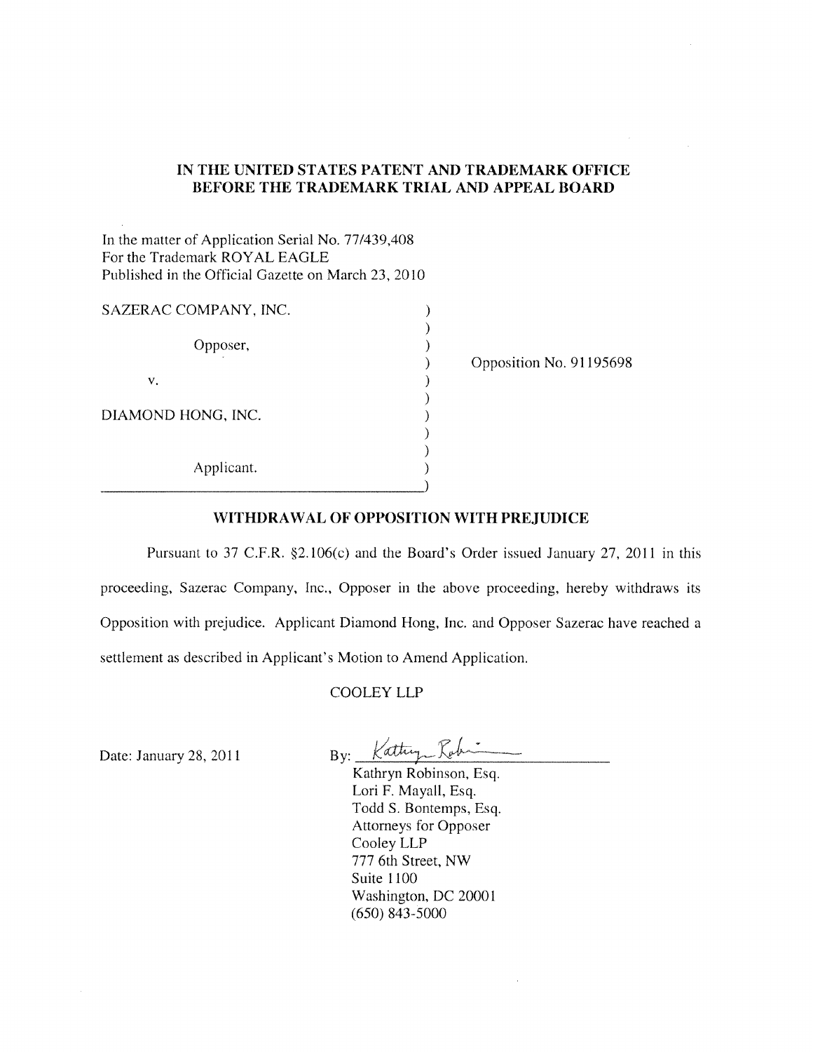**IN THE UNITED STATES PATENT AND TRADEMARK OFFICE**
**BEFORE THE TRADEMARK TRIAL AND APPEAL BOARD**

In the matter of Application Serial No. 77/439,408
For the Trademark ROYAL EAGLE
Published in the Official Gazette on March 23, 2010

| | |
|---|---|
| SAZERAC COMPANY, INC.<br><br>Opposer,<br><br>v.<br><br>DIAMOND HONG, INC.<br><br>Applicant. | Opposition No. 91195698 |

**WITHDRAWAL OF OPPOSITION WITH PREJUDICE**

Pursuant to 37 C.F.R. §2.106(c) and the Board's Order issued January 27, 2011 in this proceeding, Sazerac Company, Inc., Opposer in the above proceeding, hereby withdraws its Opposition with prejudice. Applicant Diamond Hong, Inc. and Opposer Sazerac have reached a settlement as described in Applicant's Motion to Amend Application.

COOLEY LLP

Date: January 28, 2011

By: *Kathryn Robinson*

Kathryn Robinson, Esq.
Lori F. Mayall, Esq.
Todd S. Bontemps, Esq.
Attorneys for Opposer
Cooley LLP
777 6th Street, NW
Suite 1100
Washington, DC 20001
(650) 843-5000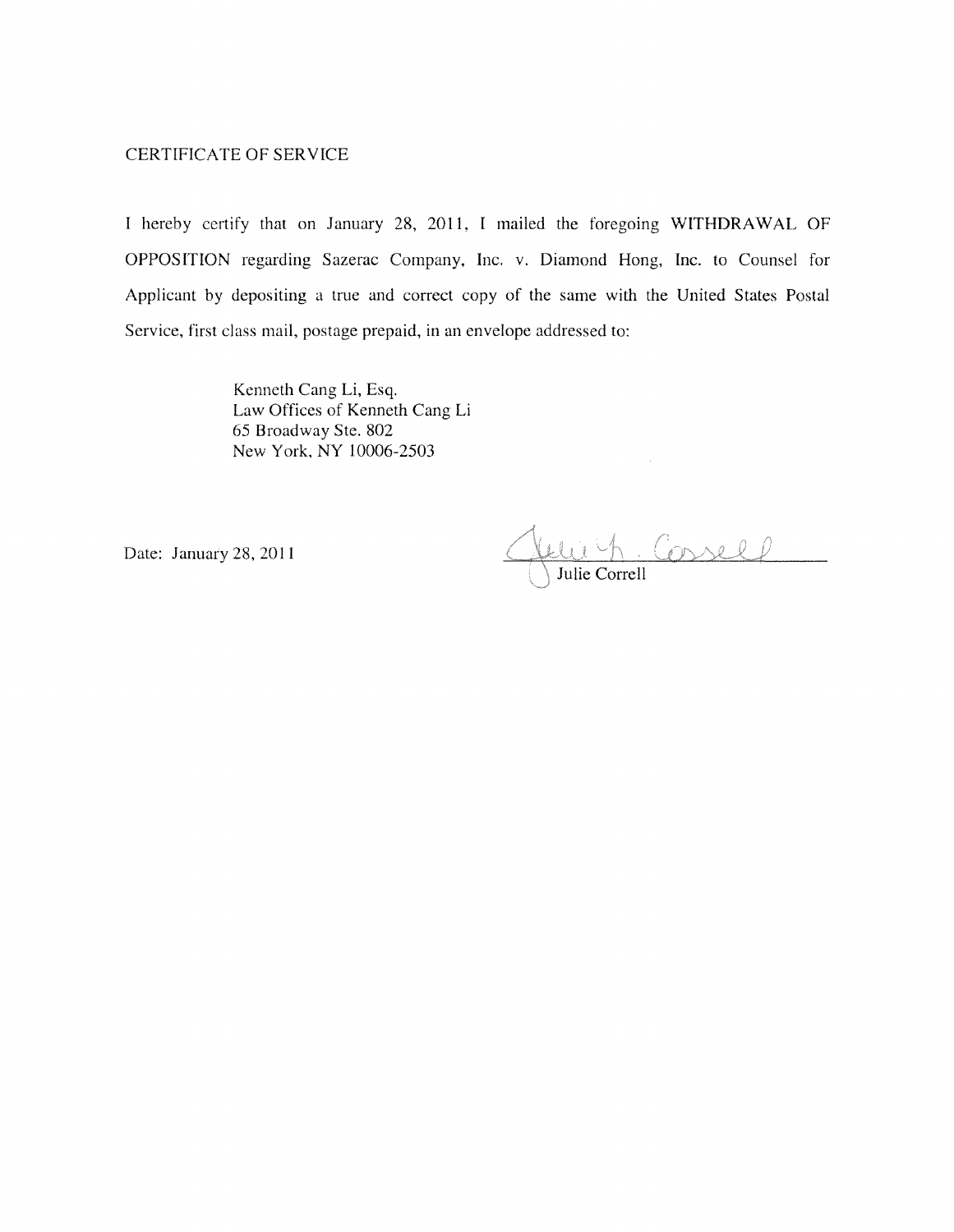CERTIFICATE OF SERVICE

I hereby certify that on January 28, 2011, I mailed the foregoing WITHDRAWAL OF OPPOSITION regarding Sazerac Company, Inc. v. Diamond Hong, Inc. to Counsel for Applicant by depositing a true and correct copy of the same with the United States Postal Service, first class mail, postage prepaid, in an envelope addressed to:

Kenneth Cang Li, Esq.
Law Offices of Kenneth Cang Li
65 Broadway Ste. 802
New York, NY 10006-2503

Date: January 28, 2011

Julie Correll